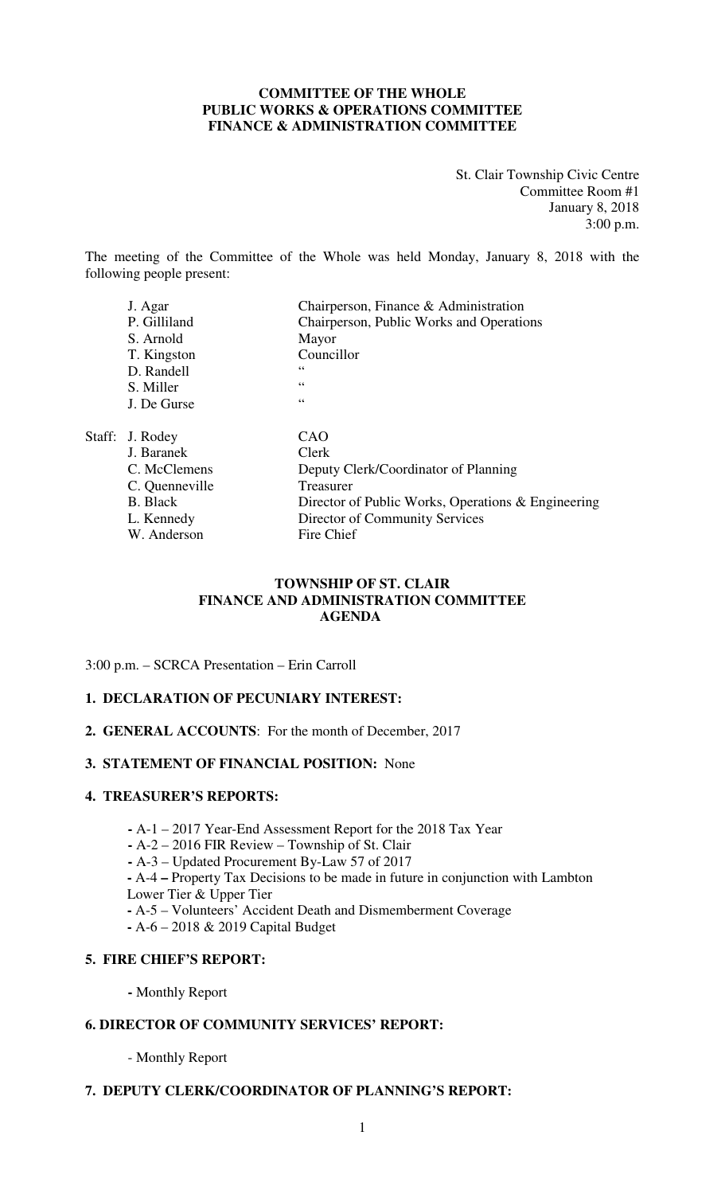**COMMITTEE OF THE WHOLE**
**PUBLIC WORKS & OPERATIONS COMMITTEE**
**FINANCE & ADMINISTRATION COMMITTEE**

St. Clair Township Civic Centre
Committee Room #1
January 8, 2018
3:00 p.m.

The meeting of the Committee of the Whole was held Monday, January 8, 2018 with the following people present:

| | | |
|---|---|---|
| | J. Agar | Chairperson, Finance & Administration |
| | P. Gilliland | Chairperson, Public Works and Operations |
| | S. Arnold | Mayor |
| | T. Kingston | Councillor |
| | D. Randell | " |
| | S. Miller | " |
| | J. De Gurse | " |
| Staff: | J. Rodey | CAO |
| | J. Baranek | Clerk |
| | C. McClemens | Deputy Clerk/Coordinator of Planning |
| | C. Quenneville | Treasurer |
| | B. Black | Director of Public Works, Operations & Engineering |
| | L. Kennedy | Director of Community Services |
| | W. Anderson | Fire Chief |

**TOWNSHIP OF ST. CLAIR**
**FINANCE AND ADMINISTRATION COMMITTEE**
**AGENDA**

3:00 p.m. – SCRCA Presentation – Erin Carroll

**1. DECLARATION OF PECUNIARY INTEREST:**

**2. GENERAL ACCOUNTS**: For the month of December, 2017

**3. STATEMENT OF FINANCIAL POSITION:** None

**4. TREASURER'S REPORTS:**

- A-1 – 2017 Year-End Assessment Report for the 2018 Tax Year
- A-2 – 2016 FIR Review – Township of St. Clair
- A-3 – Updated Procurement By-Law 57 of 2017
- A-4 **–** Property Tax Decisions to be made in future in conjunction with Lambton Lower Tier & Upper Tier
- A-5 – Volunteers' Accident Death and Dismemberment Coverage
- A-6 – 2018 & 2019 Capital Budget

**5. FIRE CHIEF'S REPORT:**

- Monthly Report

**6. DIRECTOR OF COMMUNITY SERVICES' REPORT:**

- Monthly Report

**7. DEPUTY CLERK/COORDINATOR OF PLANNING'S REPORT:**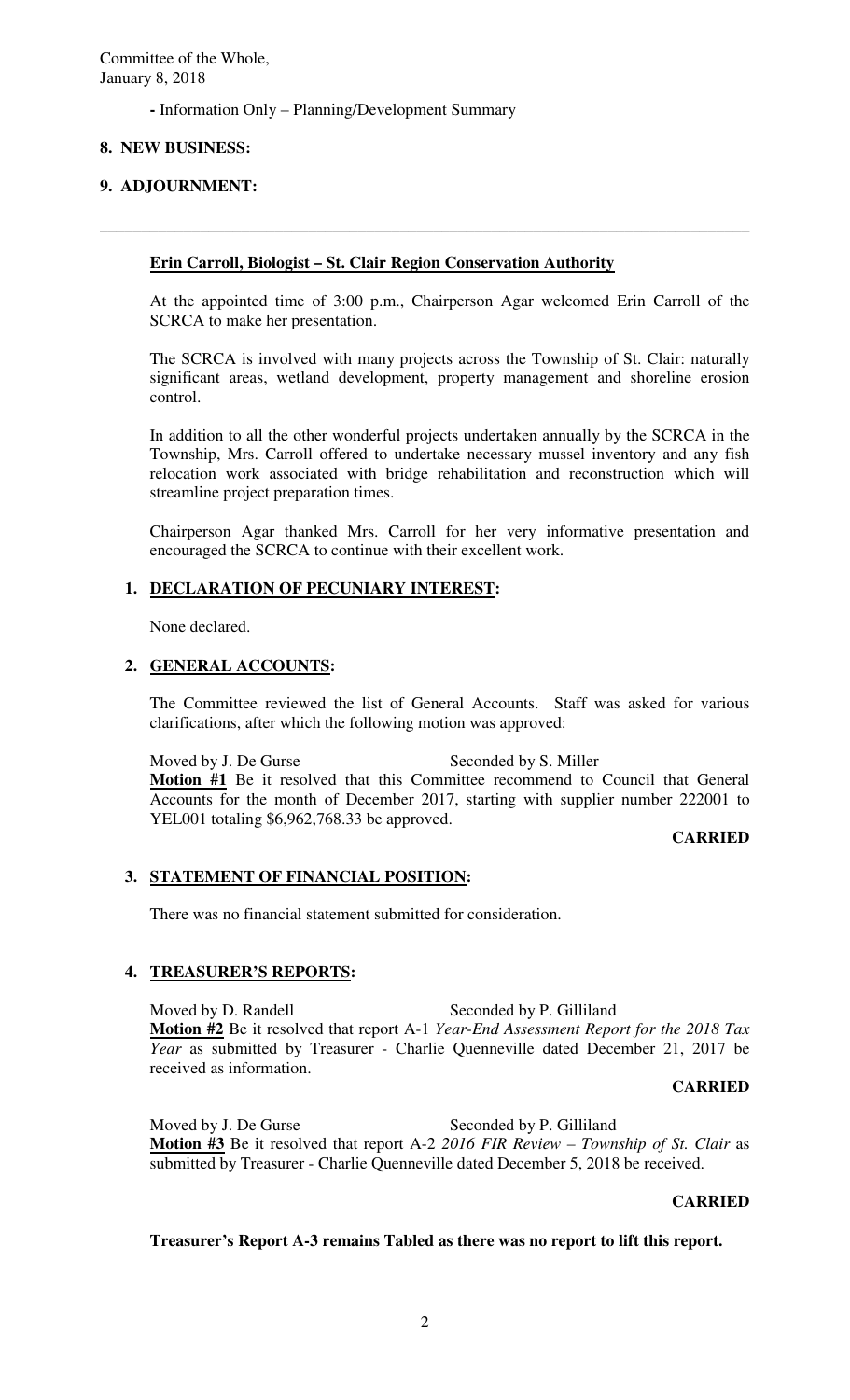- Information Only – Planning/Development Summary

**8. NEW BUSINESS:**

**9. ADJOURNMENT:**

---

**Erin Carroll, Biologist – St. Clair Region Conservation Authority**

At the appointed time of 3:00 p.m., Chairperson Agar welcomed Erin Carroll of the SCRCA to make her presentation.

The SCRCA is involved with many projects across the Township of St. Clair: naturally significant areas, wetland development, property management and shoreline erosion control.

In addition to all the other wonderful projects undertaken annually by the SCRCA in the Township, Mrs. Carroll offered to undertake necessary mussel inventory and any fish relocation work associated with bridge rehabilitation and reconstruction which will streamline project preparation times.

Chairperson Agar thanked Mrs. Carroll for her very informative presentation and encouraged the SCRCA to continue with their excellent work.

## 1. DECLARATION OF PECUNIARY INTEREST:

None declared.

## 2. GENERAL ACCOUNTS:

The Committee reviewed the list of General Accounts. Staff was asked for various clarifications, after which the following motion was approved:

Moved by J. De Gurse Seconded by S. Miller

**Motion #1** Be it resolved that this Committee recommend to Council that General Accounts for the month of December 2017, starting with supplier number 222001 to YEL001 totaling $6,962,768.33 be approved.

**CARRIED**

## 3. STATEMENT OF FINANCIAL POSITION:

There was no financial statement submitted for consideration.

## 4. TREASURER'S REPORTS:

Moved by D. Randell Seconded by P. Gilliland

**Motion #2** Be it resolved that report A-1 *Year-End Assessment Report for the 2018 Tax Year* as submitted by Treasurer - Charlie Quenneville dated December 21, 2017 be received as information.

**CARRIED**

Moved by J. De Gurse Seconded by P. Gilliland

**Motion #3** Be it resolved that report A-2 *2016 FIR Review – Township of St. Clair* as submitted by Treasurer - Charlie Quenneville dated December 5, 2018 be received.

**CARRIED**

**Treasurer's Report A-3 remains Tabled as there was no report to lift this report.**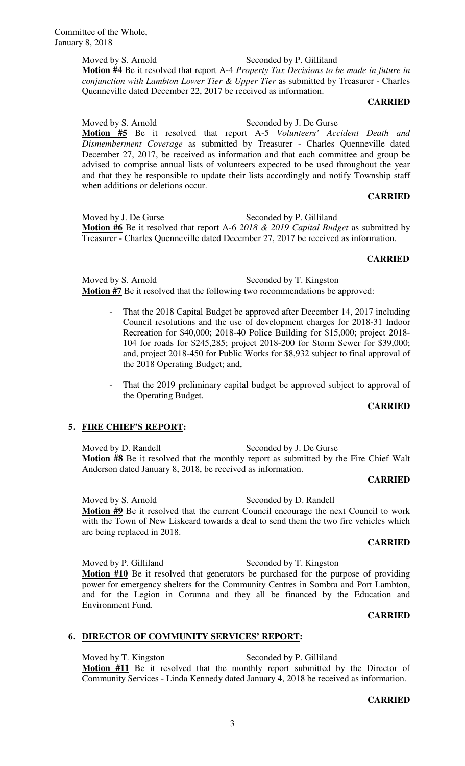Moved by S. Arnold Seconded by P. Gilliland

**Motion #4** Be it resolved that report A-4 *Property Tax Decisions to be made in future in conjunction with Lambton Lower Tier & Upper Tier* as submitted by Treasurer - Charles Quenneville dated December 22, 2017 be received as information.

**CARRIED**

Moved by S. Arnold Seconded by J. De Gurse

**Motion #5** Be it resolved that report A-5 *Volunteers' Accident Death and Dismemberment Coverage* as submitted by Treasurer - Charles Quenneville dated December 27, 2017, be received as information and that each committee and group be advised to comprise annual lists of volunteers expected to be used throughout the year and that they be responsible to update their lists accordingly and notify Township staff when additions or deletions occur.

**CARRIED**

Moved by J. De Gurse Seconded by P. Gilliland

**Motion #6** Be it resolved that report A-6 *2018 & 2019 Capital Budget* as submitted by Treasurer - Charles Quenneville dated December 27, 2017 be received as information.

**CARRIED**

Moved by S. Arnold Seconded by T. Kingston

**Motion #7** Be it resolved that the following two recommendations be approved:

- That the 2018 Capital Budget be approved after December 14, 2017 including Council resolutions and the use of development charges for 2018-31 Indoor Recreation for $40,000; 2018-40 Police Building for $15,000; project 2018-104 for roads for $245,285; project 2018-200 for Storm Sewer for $39,000; and, project 2018-450 for Public Works for $8,932 subject to final approval of the 2018 Operating Budget; and,
- That the 2019 preliminary capital budget be approved subject to approval of the Operating Budget.

**CARRIED**

## 5. FIRE CHIEF'S REPORT:

Moved by D. Randell Seconded by J. De Gurse

**Motion #8** Be it resolved that the monthly report as submitted by the Fire Chief Walt Anderson dated January 8, 2018, be received as information.

**CARRIED**

Moved by S. Arnold Seconded by D. Randell

**Motion #9** Be it resolved that the current Council encourage the next Council to work with the Town of New Liskeard towards a deal to send them the two fire vehicles which are being replaced in 2018.

**CARRIED**

Moved by P. Gilliland Seconded by T. Kingston

**Motion #10** Be it resolved that generators be purchased for the purpose of providing power for emergency shelters for the Community Centres in Sombra and Port Lambton, and for the Legion in Corunna and they all be financed by the Education and Environment Fund.

**CARRIED**

## 6. DIRECTOR OF COMMUNITY SERVICES' REPORT:

Moved by T. Kingston Seconded by P. Gilliland

**Motion #11** Be it resolved that the monthly report submitted by the Director of Community Services - Linda Kennedy dated January 4, 2018 be received as information.

**CARRIED**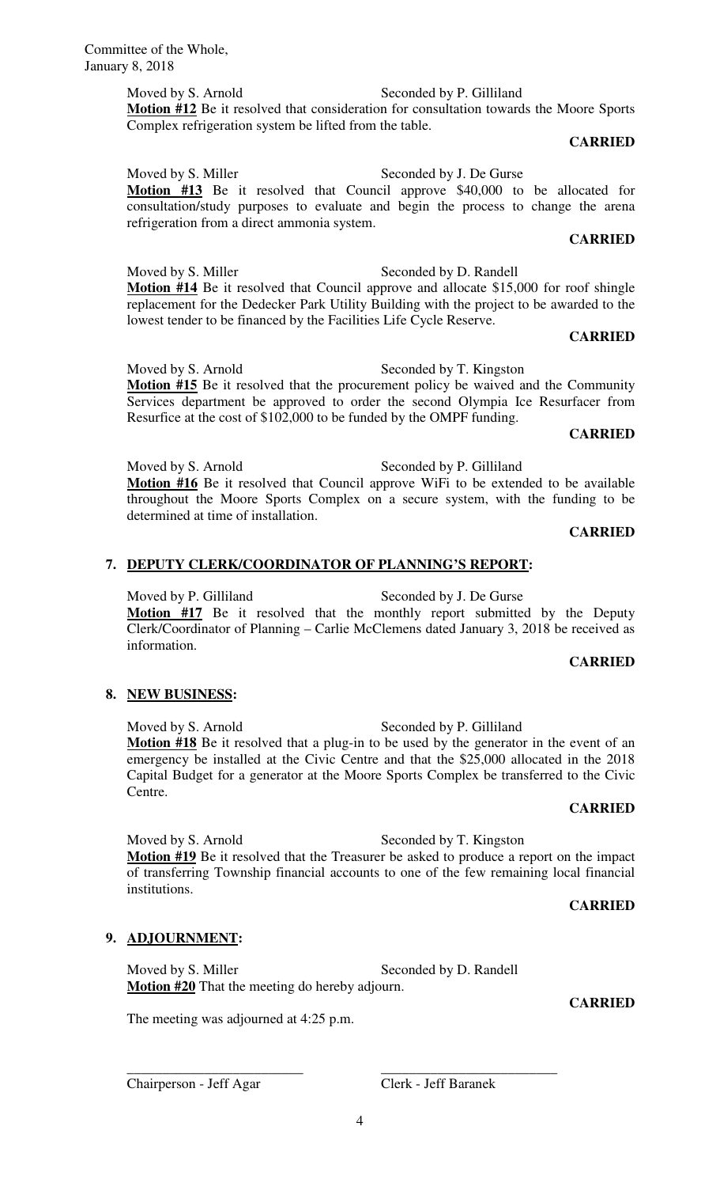Moved by S. Arnold Seconded by P. Gilliland

**Motion #12** Be it resolved that consideration for consultation towards the Moore Sports Complex refrigeration system be lifted from the table.

**CARRIED**

Moved by S. Miller Seconded by J. De Gurse

**Motion #13** Be it resolved that Council approve $40,000 to be allocated for consultation/study purposes to evaluate and begin the process to change the arena refrigeration from a direct ammonia system.

**CARRIED**

Moved by S. Miller Seconded by D. Randell

**Motion #14** Be it resolved that Council approve and allocate $15,000 for roof shingle replacement for the Dedecker Park Utility Building with the project to be awarded to the lowest tender to be financed by the Facilities Life Cycle Reserve.

**CARRIED**

Moved by S. Arnold Seconded by T. Kingston

**Motion #15** Be it resolved that the procurement policy be waived and the Community Services department be approved to order the second Olympia Ice Resurfacer from Resurfice at the cost of $102,000 to be funded by the OMPF funding.

**CARRIED**

Moved by S. Arnold Seconded by P. Gilliland

**Motion #16** Be it resolved that Council approve WiFi to be extended to be available throughout the Moore Sports Complex on a secure system, with the funding to be determined at time of installation.

**CARRIED**

## 7. DEPUTY CLERK/COORDINATOR OF PLANNING'S REPORT:

Moved by P. Gilliland Seconded by J. De Gurse

**Motion #17** Be it resolved that the monthly report submitted by the Deputy Clerk/Coordinator of Planning – Carlie McClemens dated January 3, 2018 be received as information.

**CARRIED**

## 8. NEW BUSINESS:

Moved by S. Arnold Seconded by P. Gilliland

**Motion #18** Be it resolved that a plug-in to be used by the generator in the event of an emergency be installed at the Civic Centre and that the $25,000 allocated in the 2018 Capital Budget for a generator at the Moore Sports Complex be transferred to the Civic Centre.

**CARRIED**

Moved by S. Arnold Seconded by T. Kingston

**Motion #19** Be it resolved that the Treasurer be asked to produce a report on the impact of transferring Township financial accounts to one of the few remaining local financial institutions.

**CARRIED**

## 9. ADJOURNMENT:

Moved by S. Miller Seconded by D. Randell

**Motion #20** That the meeting do hereby adjourn.

**CARRIED**

The meeting was adjourned at 4:25 p.m.

\_\_\_\_\_\_\_\_\_\_\_\_\_\_\_\_\_\_\_\_\_\_\_\_\_\_ \_\_\_\_\_\_\_\_\_\_\_\_\_\_\_\_\_\_\_\_\_\_\_\_\_\_

Chairperson - Jeff Agar Clerk - Jeff Baranek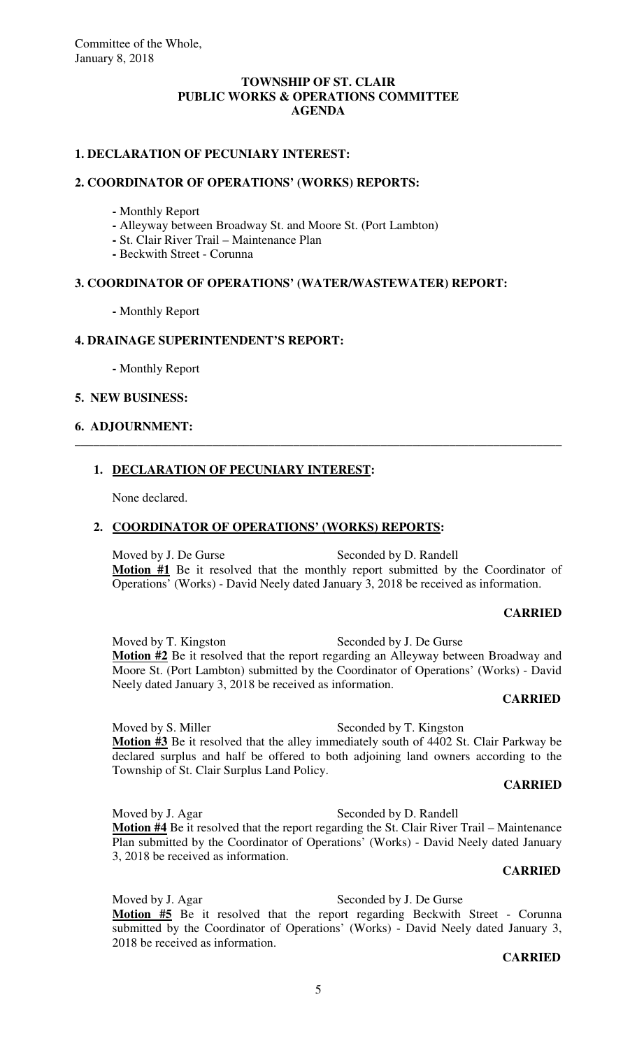Committee of the Whole,
January 8, 2018

**TOWNSHIP OF ST. CLAIR**
**PUBLIC WORKS & OPERATIONS COMMITTEE**
**AGENDA**

**1. DECLARATION OF PECUNIARY INTEREST:**

**2. COORDINATOR OF OPERATIONS' (WORKS) REPORTS:**

- Monthly Report
- Alleyway between Broadway St. and Moore St. (Port Lambton)
- St. Clair River Trail – Maintenance Plan
- Beckwith Street - Corunna

**3. COORDINATOR OF OPERATIONS' (WATER/WASTEWATER) REPORT:**

- Monthly Report

**4. DRAINAGE SUPERINTENDENT'S REPORT:**

- Monthly Report

**5. NEW BUSINESS:**

**6. ADJOURNMENT:**

---

**1. DECLARATION OF PECUNIARY INTEREST:**

None declared.

**2. COORDINATOR OF OPERATIONS' (WORKS) REPORTS:**

Moved by J. De Gurse Seconded by D. Randell
**Motion #1** Be it resolved that the monthly report submitted by the Coordinator of Operations' (Works) - David Neely dated January 3, 2018 be received as information.

**CARRIED**

Moved by T. Kingston Seconded by J. De Gurse
**Motion #2** Be it resolved that the report regarding an Alleyway between Broadway and Moore St. (Port Lambton) submitted by the Coordinator of Operations' (Works) - David Neely dated January 3, 2018 be received as information.

**CARRIED**

Moved by S. Miller Seconded by T. Kingston
**Motion #3** Be it resolved that the alley immediately south of 4402 St. Clair Parkway be declared surplus and half be offered to both adjoining land owners according to the Township of St. Clair Surplus Land Policy.

**CARRIED**

Moved by J. Agar Seconded by D. Randell
**Motion #4** Be it resolved that the report regarding the St. Clair River Trail – Maintenance Plan submitted by the Coordinator of Operations' (Works) - David Neely dated January 3, 2018 be received as information.

**CARRIED**

Moved by J. Agar Seconded by J. De Gurse
**Motion #5** Be it resolved that the report regarding Beckwith Street - Corunna submitted by the Coordinator of Operations' (Works) - David Neely dated January 3, 2018 be received as information.

**CARRIED**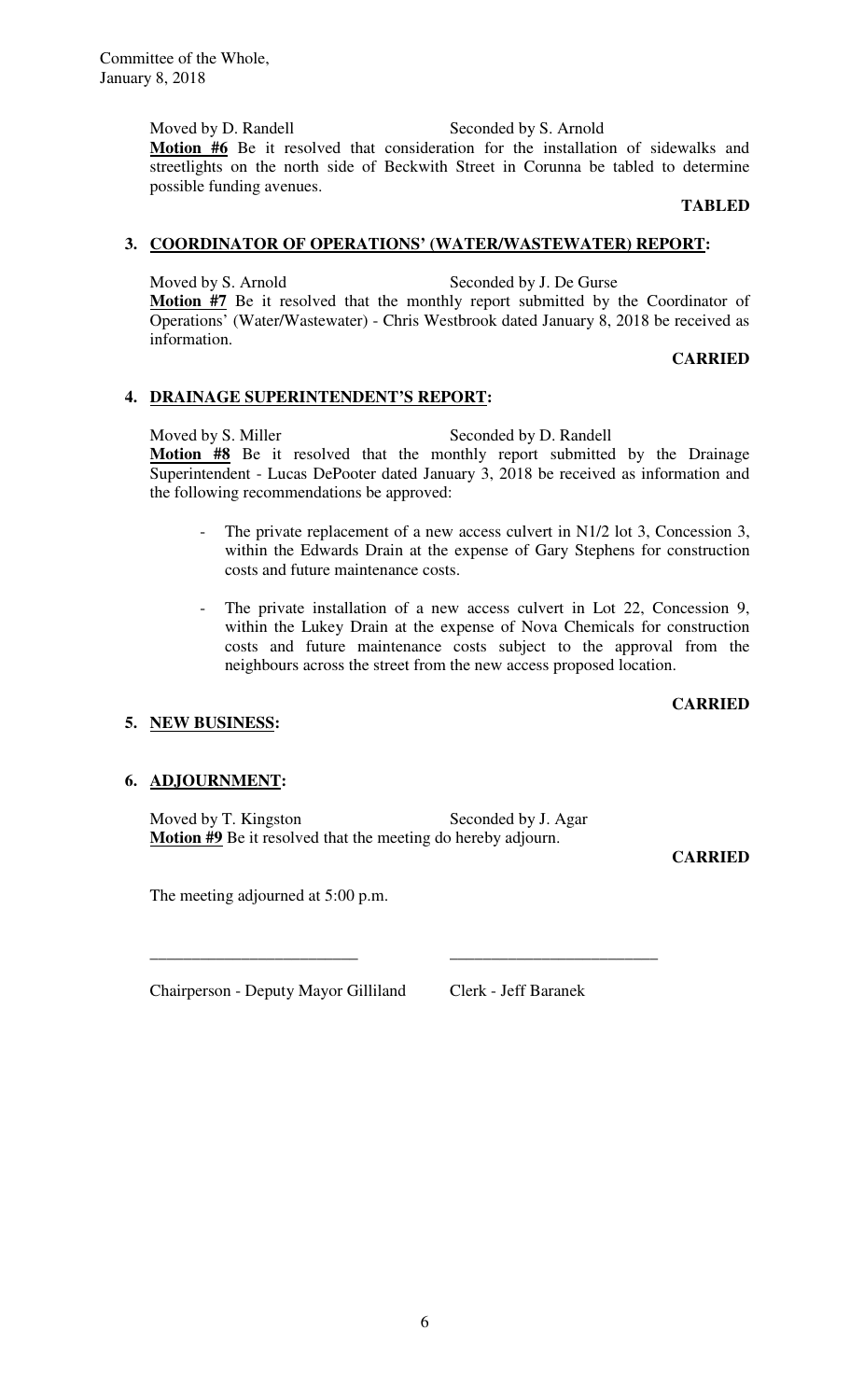Moved by D. Randell Seconded by S. Arnold

**Motion #6** Be it resolved that consideration for the installation of sidewalks and streetlights on the north side of Beckwith Street in Corunna be tabled to determine possible funding avenues.

**TABLED**

## 3. COORDINATOR OF OPERATIONS' (WATER/WASTEWATER) REPORT:

Moved by S. Arnold Seconded by J. De Gurse

**Motion #7** Be it resolved that the monthly report submitted by the Coordinator of Operations' (Water/Wastewater) - Chris Westbrook dated January 8, 2018 be received as information.

**CARRIED**

## 4. DRAINAGE SUPERINTENDENT'S REPORT:

Moved by S. Miller Seconded by D. Randell

**Motion #8** Be it resolved that the monthly report submitted by the Drainage Superintendent - Lucas DePooter dated January 3, 2018 be received as information and the following recommendations be approved:

- The private replacement of a new access culvert in N1/2 lot 3, Concession 3, within the Edwards Drain at the expense of Gary Stephens for construction costs and future maintenance costs.
- The private installation of a new access culvert in Lot 22, Concession 9, within the Lukey Drain at the expense of Nova Chemicals for construction costs and future maintenance costs subject to the approval from the neighbours across the street from the new access proposed location.

**CARRIED**

## 5. NEW BUSINESS:

## 6. ADJOURNMENT:

Moved by T. Kingston Seconded by J. Agar

**Motion #9** Be it resolved that the meeting do hereby adjourn.

**CARRIED**

The meeting adjourned at 5:00 p.m.

_________________________ _________________________

Chairperson - Deputy Mayor Gilliland Clerk - Jeff Baranek